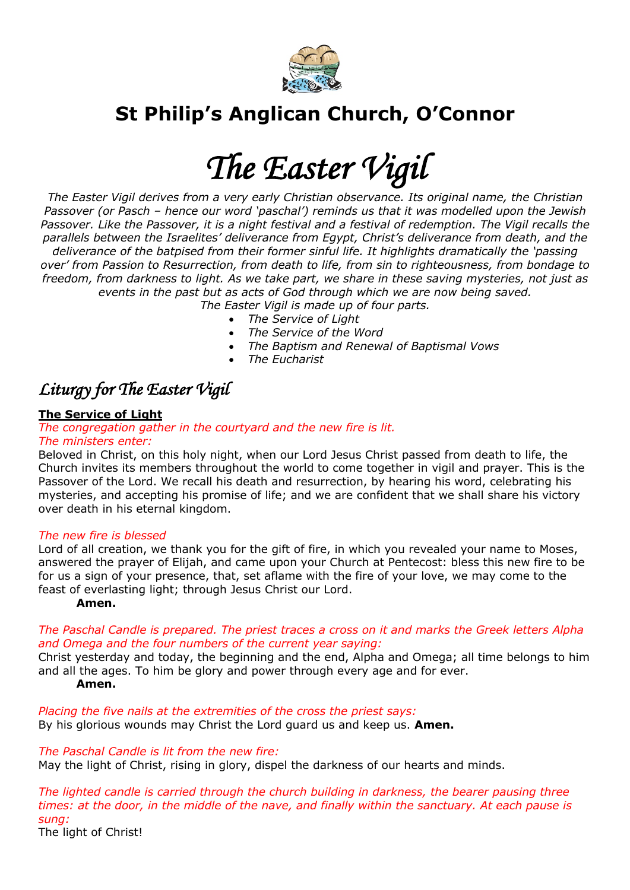# St Philip's Anglican Church, O'Connor

# *The Easter Vigil*

*The Easter Vigil derives from a very early Christian observance. Its original name, the Christian Passover (or Pasch – hence our word 'paschal') reminds us that it was modelled upon the Jewish Passover. Like the Passover, it is a night festival and a festival of redemption. The Vigil recalls the parallels between the Israelites' deliverance from Egypt, Christ's deliverance from death, and the deliverance of the batpised from their former sinful life. It highlights dramatically the 'passing over' from Passion to Resurrection, from death to life, from sin to righteousness, from bondage to freedom, from darkness to light. As we take part, we share in these saving mysteries, not just as events in the past but as acts of God through which we are now being saved.*

*The Easter Vigil is made up of four parts.*

- *The Service of Light*
- *The Service of the Word*
- *The Baptism and Renewal of Baptismal Vows*
- *The Eucharist*

## *Liturgy for The Easter Vigil*

**The Service of Light**

*The congregation gather in the courtyard and the new fire is lit.*
*The ministers enter:*

Beloved in Christ, on this holy night, when our Lord Jesus Christ passed from death to life, the Church invites its members throughout the world to come together in vigil and prayer. This is the Passover of the Lord. We recall his death and resurrection, by hearing his word, celebrating his mysteries, and accepting his promise of life; and we are confident that we shall share his victory over death in his eternal kingdom.

*The new fire is blessed*

Lord of all creation, we thank you for the gift of fire, in which you revealed your name to Moses, answered the prayer of Elijah, and came upon your Church at Pentecost: bless this new fire to be for us a sign of your presence, that, set aflame with the fire of your love, we may come to the feast of everlasting light; through Jesus Christ our Lord.

**Amen.**

*The Paschal Candle is prepared. The priest traces a cross on it and marks the Greek letters Alpha and Omega and the four numbers of the current year saying:*

Christ yesterday and today, the beginning and the end, Alpha and Omega; all time belongs to him and all the ages. To him be glory and power through every age and for ever.

**Amen.**

*Placing the five nails at the extremities of the cross the priest says:*

By his glorious wounds may Christ the Lord guard us and keep us. **Amen.**

*The Paschal Candle is lit from the new fire:*

May the light of Christ, rising in glory, dispel the darkness of our hearts and minds.

*The lighted candle is carried through the church building in darkness, the bearer pausing three times: at the door, in the middle of the nave, and finally within the sanctuary. At each pause is sung:*

The light of Christ!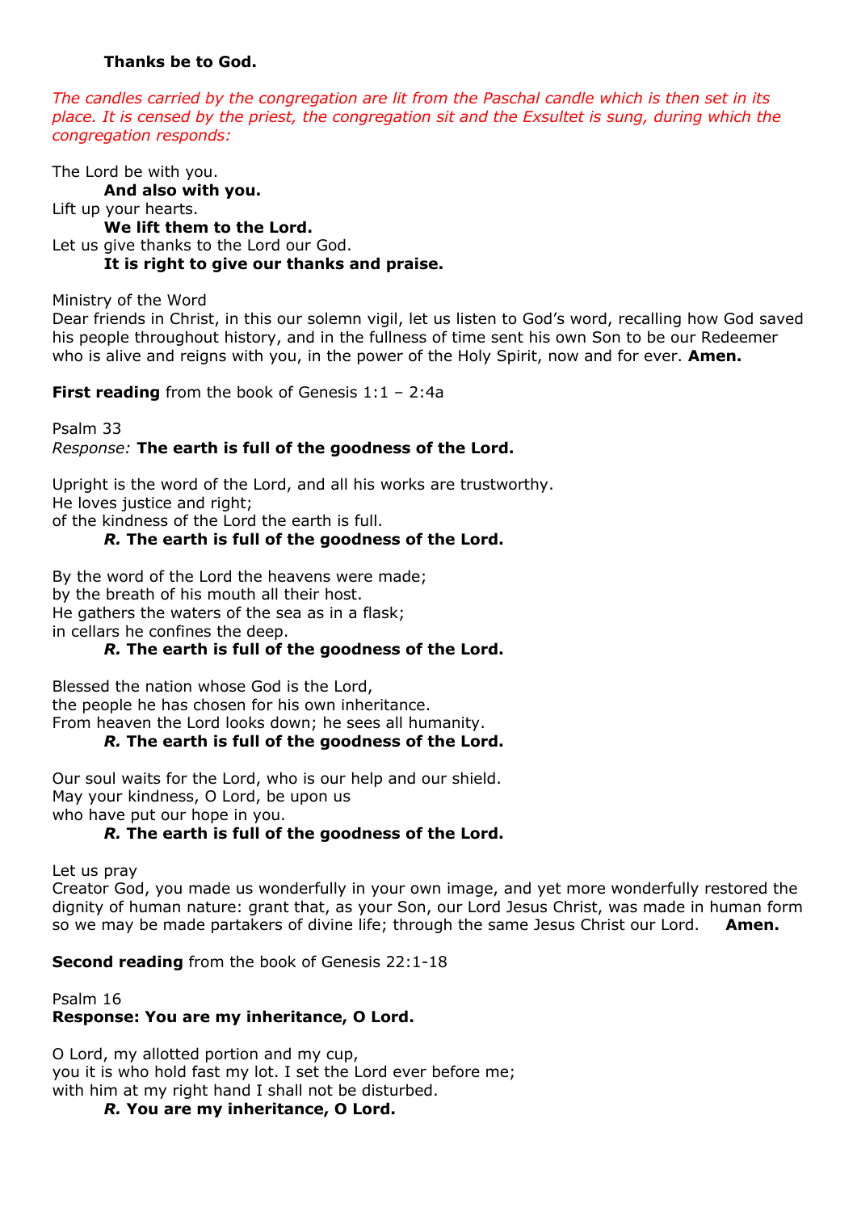**Thanks be to God.**

*The candles carried by the congregation are lit from the Paschal candle which is then set in its place. It is censed by the priest, the congregation sit and the Exsultet is sung, during which the congregation responds:*

The Lord be with you.
**And also with you.**
Lift up your hearts.
**We lift them to the Lord.**
Let us give thanks to the Lord our God.
**It is right to give our thanks and praise.**

Ministry of the Word
Dear friends in Christ, in this our solemn vigil, let us listen to God's word, recalling how God saved his people throughout history, and in the fullness of time sent his own Son to be our Redeemer who is alive and reigns with you, in the power of the Holy Spirit, now and for ever. **Amen.**

**First reading** from the book of Genesis 1:1 – 2:4a

Psalm 33
*Response:* **The earth is full of the goodness of the Lord.**

Upright is the word of the Lord, and all his works are trustworthy.
He loves justice and right;
of the kindness of the Lord the earth is full.
***R.*** **The earth is full of the goodness of the Lord.**

By the word of the Lord the heavens were made;
by the breath of his mouth all their host.
He gathers the waters of the sea as in a flask;
in cellars he confines the deep.
***R.*** **The earth is full of the goodness of the Lord.**

Blessed the nation whose God is the Lord,
the people he has chosen for his own inheritance.
From heaven the Lord looks down; he sees all humanity.
***R.*** **The earth is full of the goodness of the Lord.**

Our soul waits for the Lord, who is our help and our shield.
May your kindness, O Lord, be upon us
who have put our hope in you.
***R.*** **The earth is full of the goodness of the Lord.**

Let us pray
Creator God, you made us wonderfully in your own image, and yet more wonderfully restored the dignity of human nature: grant that, as your Son, our Lord Jesus Christ, was made in human form so we may be made partakers of divine life; through the same Jesus Christ our Lord. **Amen.**

**Second reading** from the book of Genesis 22:1-18

Psalm 16
**Response: You are my inheritance, O Lord.**

O Lord, my allotted portion and my cup,
you it is who hold fast my lot. I set the Lord ever before me;
with him at my right hand I shall not be disturbed.
***R.*** **You are my inheritance, O Lord.**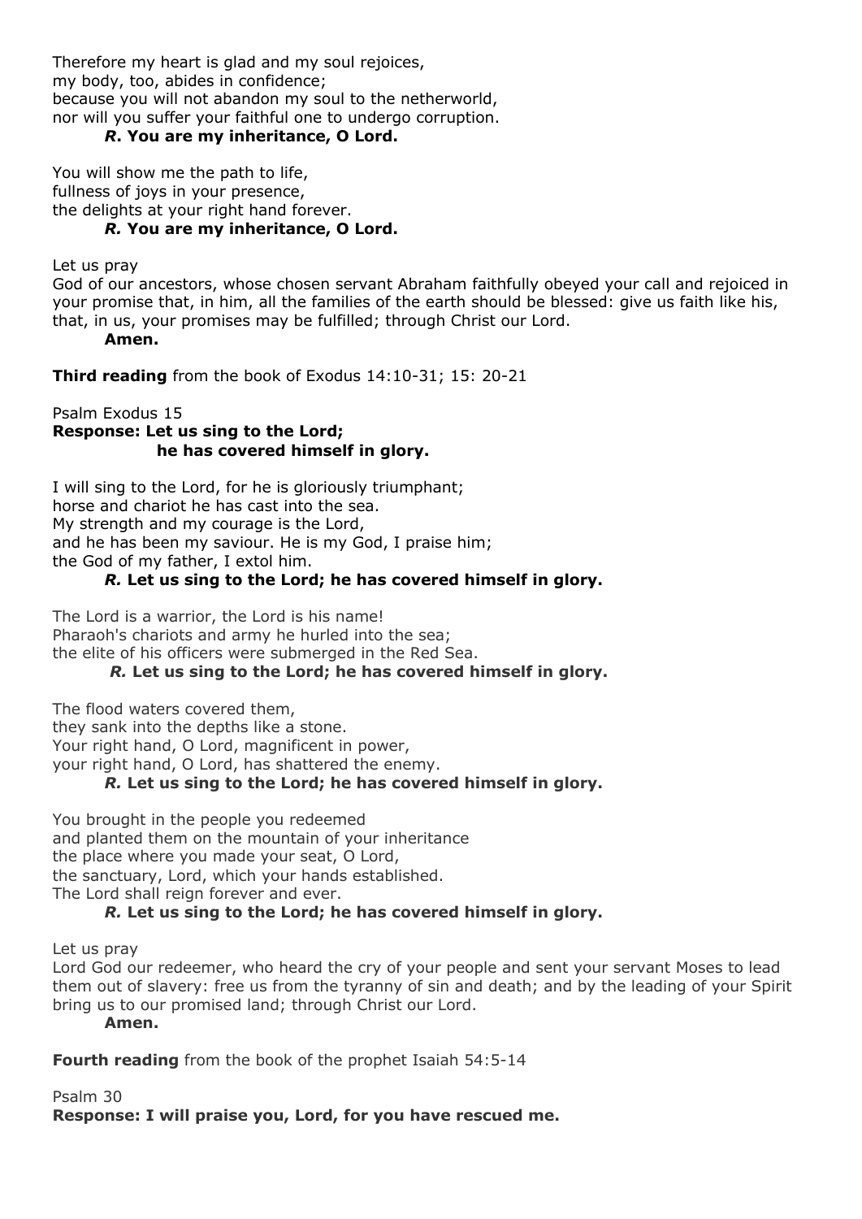Therefore my heart is glad and my soul rejoices,
my body, too, abides in confidence;
because you will not abandon my soul to the netherworld,
nor will you suffer your faithful one to undergo corruption.
    ***R*. You are my inheritance, O Lord.**

You will show me the path to life,
fullness of joys in your presence,
the delights at your right hand forever.
    ***R.* You are my inheritance, O Lord.**

Let us pray
God of our ancestors, whose chosen servant Abraham faithfully obeyed your call and rejoiced in your promise that, in him, all the families of the earth should be blessed: give us faith like his, that, in us, your promises may be fulfilled; through Christ our Lord.
    **Amen.**

**Third reading** from the book of Exodus 14:10-31; 15: 20-21

Psalm Exodus 15
**Response: Let us sing to the Lord;
he has covered himself in glory.**

I will sing to the Lord, for he is gloriously triumphant;
horse and chariot he has cast into the sea.
My strength and my courage is the Lord,
and he has been my saviour. He is my God, I praise him;
the God of my father, I extol him.
    ***R.* Let us sing to the Lord; he has covered himself in glory.**

The Lord is a warrior, the Lord is his name!
Pharaoh's chariots and army he hurled into the sea;
the elite of his officers were submerged in the Red Sea.
    ***R.* Let us sing to the Lord; he has covered himself in glory.**

The flood waters covered them,
they sank into the depths like a stone.
Your right hand, O Lord, magnificent in power,
your right hand, O Lord, has shattered the enemy.
    ***R.* Let us sing to the Lord; he has covered himself in glory.**

You brought in the people you redeemed
and planted them on the mountain of your inheritance
the place where you made your seat, O Lord,
the sanctuary, Lord, which your hands established.
The Lord shall reign forever and ever.
    ***R.* Let us sing to the Lord; he has covered himself in glory.**

Let us pray
Lord God our redeemer, who heard the cry of your people and sent your servant Moses to lead them out of slavery: free us from the tyranny of sin and death; and by the leading of your Spirit bring us to our promised land; through Christ our Lord.
    **Amen.**

**Fourth reading** from the book of the prophet Isaiah 54:5-14

Psalm 30
**Response: I will praise you, Lord, for you have rescued me.**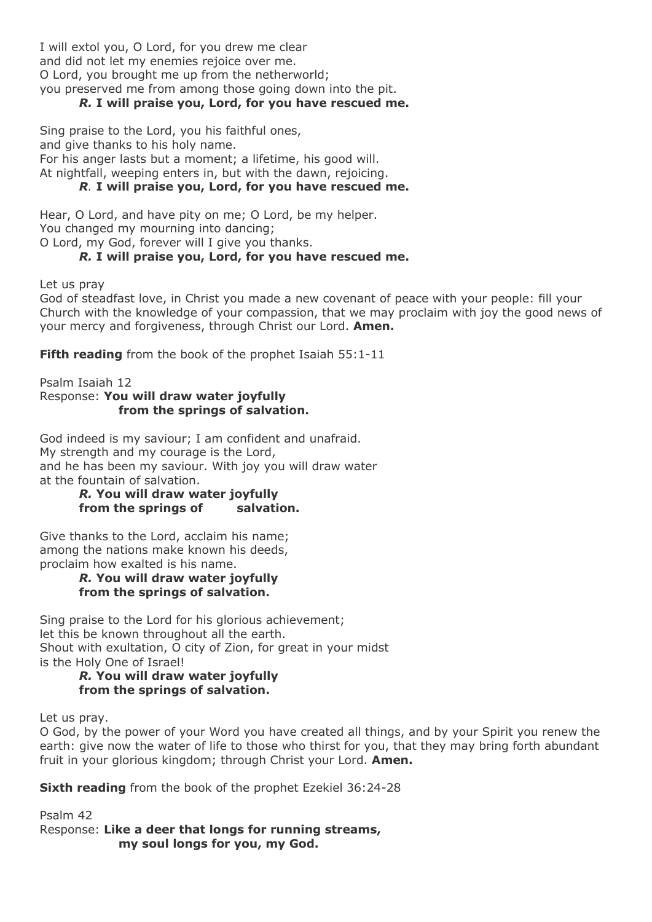I will extol you, O Lord, for you drew me clear
and did not let my enemies rejoice over me.
O Lord, you brought me up from the netherworld;
you preserved me from among those going down into the pit.

***R.* I will praise you, Lord, for you have rescued me.**

Sing praise to the Lord, you his faithful ones,
and give thanks to his holy name.
For his anger lasts but a moment; a lifetime, his good will.
At nightfall, weeping enters in, but with the dawn, rejoicing.

***R.* I will praise you, Lord, for you have rescued me.**

Hear, O Lord, and have pity on me; O Lord, be my helper.
You changed my mourning into dancing;
O Lord, my God, forever will I give you thanks.

***R.* I will praise you, Lord, for you have rescued me.**

Let us pray
God of steadfast love, in Christ you made a new covenant of peace with your people: fill your Church with the knowledge of your compassion, that we may proclaim with joy the good news of your mercy and forgiveness, through Christ our Lord. **Amen.**

**Fifth reading** from the book of the prophet Isaiah 55:1-11

Psalm Isaiah 12
Response: **You will draw water joyfully
from the springs of salvation.**

God indeed is my saviour; I am confident and unafraid.
My strength and my courage is the Lord,
and he has been my saviour. With joy you will draw water
at the fountain of salvation.

***R.* You will draw water joyfully
from the springs of salvation.**

Give thanks to the Lord, acclaim his name;
among the nations make known his deeds,
proclaim how exalted is his name.

***R.* You will draw water joyfully
from the springs of salvation.**

Sing praise to the Lord for his glorious achievement;
let this be known throughout all the earth.
Shout with exultation, O city of Zion, for great in your midst
is the Holy One of Israel!

***R.* You will draw water joyfully
from the springs of salvation.**

Let us pray.
O God, by the power of your Word you have created all things, and by your Spirit you renew the earth: give now the water of life to those who thirst for you, that they may bring forth abundant fruit in your glorious kingdom; through Christ your Lord. **Amen.**

**Sixth reading** from the book of the prophet Ezekiel 36:24-28

Psalm 42
Response: **Like a deer that longs for running streams,
my soul longs for you, my God.**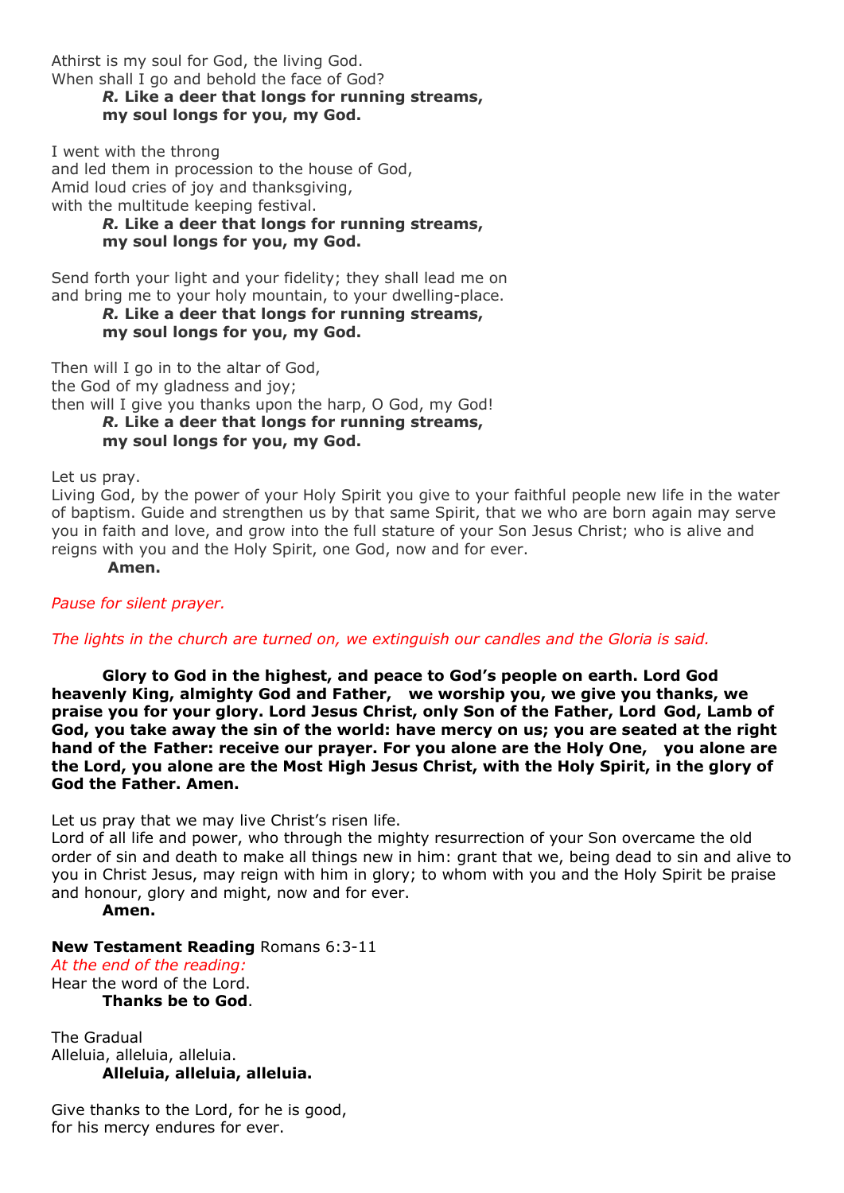Athirst is my soul for God, the living God.
When shall I go and behold the face of God?

> ***R.* Like a deer that longs for running streams,**
> **my soul longs for you, my God.**

I went with the throng
and led them in procession to the house of God,
Amid loud cries of joy and thanksgiving,
with the multitude keeping festival.

> ***R.* Like a deer that longs for running streams,**
> **my soul longs for you, my God.**

Send forth your light and your fidelity; they shall lead me on
and bring me to your holy mountain, to your dwelling-place.

> ***R.* Like a deer that longs for running streams,**
> **my soul longs for you, my God.**

Then will I go in to the altar of God,
the God of my gladness and joy;
then will I give you thanks upon the harp, O God, my God!

> ***R.* Like a deer that longs for running streams,**
> **my soul longs for you, my God.**

Let us pray.
Living God, by the power of your Holy Spirit you give to your faithful people new life in the water of baptism. Guide and strengthen us by that same Spirit, that we who are born again may serve you in faith and love, and grow into the full stature of your Son Jesus Christ; who is alive and reigns with you and the Holy Spirit, one God, now and for ever.

> **Amen.**

*Pause for silent prayer.*

*The lights in the church are turned on, we extinguish our candles and the Gloria is said.*

**Glory to God in the highest, and peace to God's people on earth. Lord God heavenly King, almighty God and Father, we worship you, we give you thanks, we praise you for your glory. Lord Jesus Christ, only Son of the Father, Lord God, Lamb of God, you take away the sin of the world: have mercy on us; you are seated at the right hand of the Father: receive our prayer. For you alone are the Holy One, you alone are the Lord, you alone are the Most High Jesus Christ, with the Holy Spirit, in the glory of God the Father. Amen.**

Let us pray that we may live Christ's risen life.
Lord of all life and power, who through the mighty resurrection of your Son overcame the old order of sin and death to make all things new in him: grant that we, being dead to sin and alive to you in Christ Jesus, may reign with him in glory; to whom with you and the Holy Spirit be praise and honour, glory and might, now and for ever.

> **Amen.**

**New Testament Reading** Romans 6:3-11
*At the end of the reading:*
Hear the word of the Lord.

> **Thanks be to God**.

The Gradual
Alleluia, alleluia, alleluia.

> **Alleluia, alleluia, alleluia.**

Give thanks to the Lord, for he is good,
for his mercy endures for ever.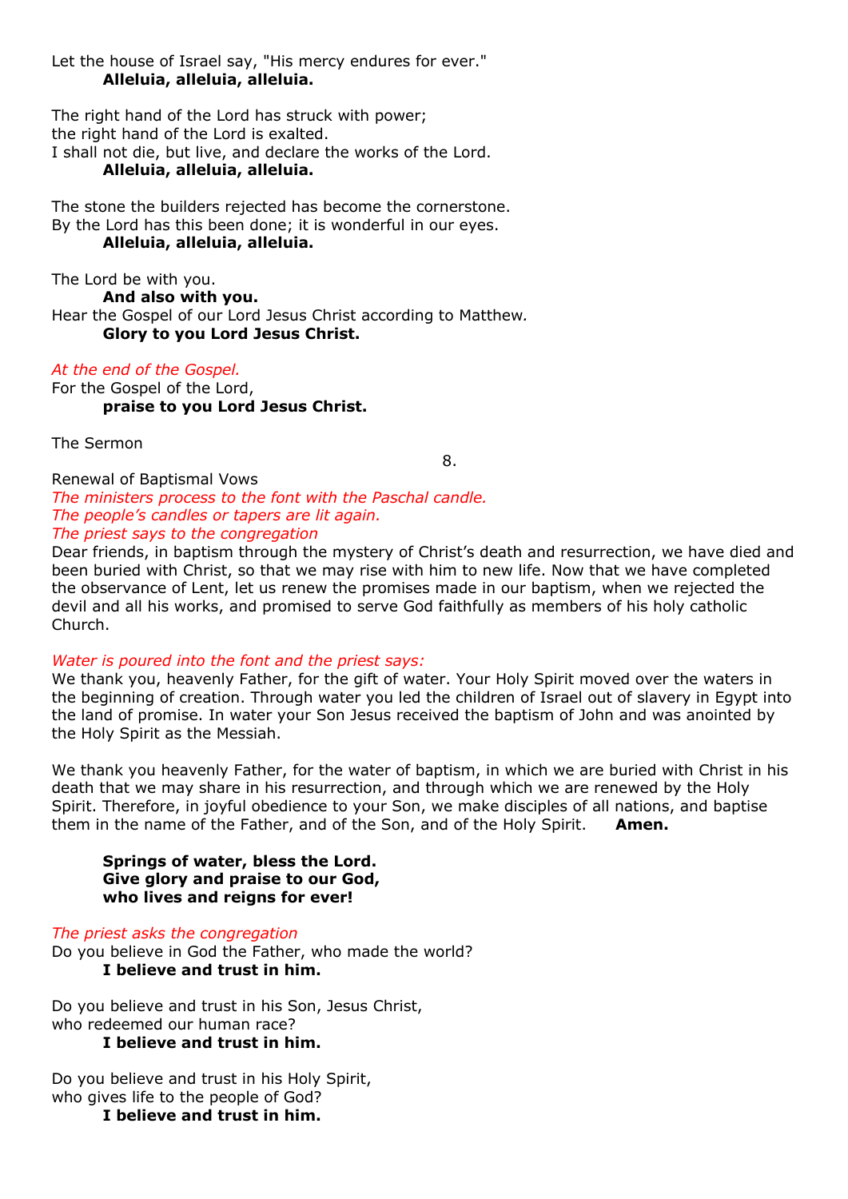Let the house of Israel say, "His mercy endures for ever."
**Alleluia, alleluia, alleluia.**

The right hand of the Lord has struck with power;
the right hand of the Lord is exalted.
I shall not die, but live, and declare the works of the Lord.
**Alleluia, alleluia, alleluia.**

The stone the builders rejected has become the cornerstone.
By the Lord has this been done; it is wonderful in our eyes.
**Alleluia, alleluia, alleluia.**

The Lord be with you.
**And also with you.**
Hear the Gospel of our Lord Jesus Christ according to Matthew.
**Glory to you Lord Jesus Christ.**

*At the end of the Gospel.*
For the Gospel of the Lord,
**praise to you Lord Jesus Christ.**

The Sermon

8.

Renewal of Baptismal Vows
*The ministers process to the font with the Paschal candle.*
*The people's candles or tapers are lit again.*
*The priest says to the congregation*
Dear friends, in baptism through the mystery of Christ's death and resurrection, we have died and been buried with Christ, so that we may rise with him to new life. Now that we have completed the observance of Lent, let us renew the promises made in our baptism, when we rejected the devil and all his works, and promised to serve God faithfully as members of his holy catholic Church.

*Water is poured into the font and the priest says:*
We thank you, heavenly Father, for the gift of water. Your Holy Spirit moved over the waters in the beginning of creation. Through water you led the children of Israel out of slavery in Egypt into the land of promise. In water your Son Jesus received the baptism of John and was anointed by the Holy Spirit as the Messiah.

We thank you heavenly Father, for the water of baptism, in which we are buried with Christ in his death that we may share in his resurrection, and through which we are renewed by the Holy Spirit. Therefore, in joyful obedience to your Son, we make disciples of all nations, and baptise them in the name of the Father, and of the Son, and of the Holy Spirit. **Amen.**

**Springs of water, bless the Lord.**
**Give glory and praise to our God,**
**who lives and reigns for ever!**

*The priest asks the congregation*
Do you believe in God the Father, who made the world?
**I believe and trust in him.**

Do you believe and trust in his Son, Jesus Christ,
who redeemed our human race?
**I believe and trust in him.**

Do you believe and trust in his Holy Spirit,
who gives life to the people of God?
**I believe and trust in him.**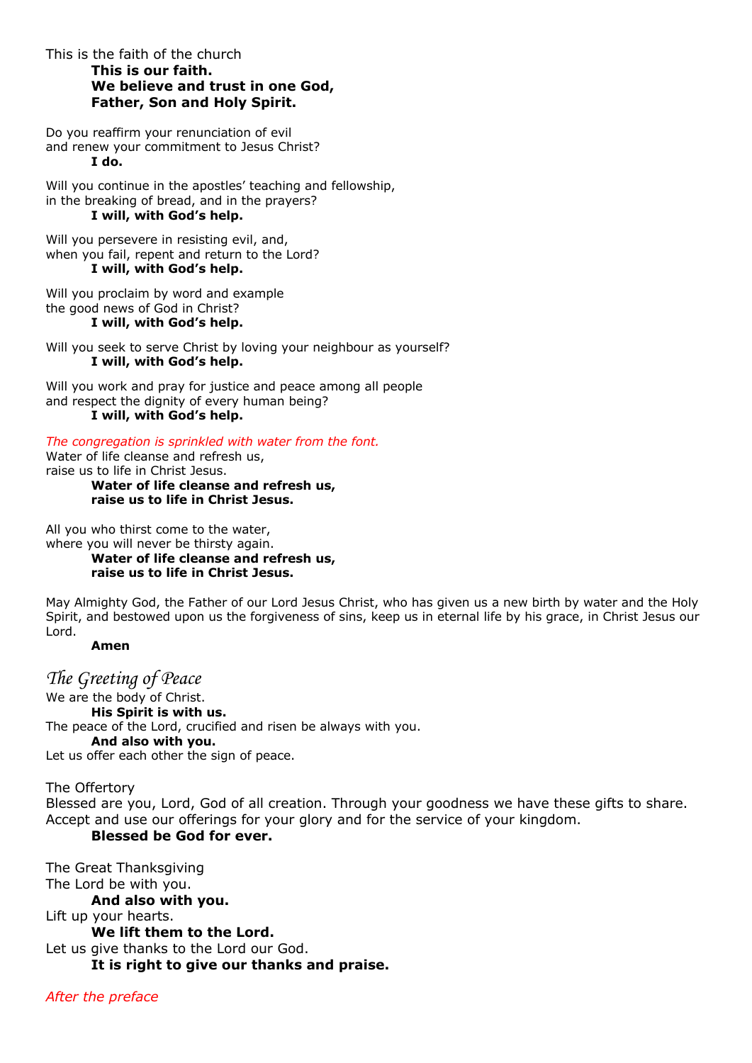This is the faith of the church

**This is our faith.**
**We believe and trust in one God,**
**Father, Son and Holy Spirit.**

Do you reaffirm your renunciation of evil
and renew your commitment to Jesus Christ?

**I do.**

Will you continue in the apostles' teaching and fellowship,
in the breaking of bread, and in the prayers?

**I will, with God's help.**

Will you persevere in resisting evil, and,
when you fail, repent and return to the Lord?

**I will, with God's help.**

Will you proclaim by word and example
the good news of God in Christ?

**I will, with God's help.**

Will you seek to serve Christ by loving your neighbour as yourself?

**I will, with God's help.**

Will you work and pray for justice and peace among all people
and respect the dignity of every human being?

**I will, with God's help.**

*The congregation is sprinkled with water from the font.*

Water of life cleanse and refresh us,
raise us to life in Christ Jesus.

**Water of life cleanse and refresh us,**
**raise us to life in Christ Jesus.**

All you who thirst come to the water,
where you will never be thirsty again.

**Water of life cleanse and refresh us,**
**raise us to life in Christ Jesus.**

May Almighty God, the Father of our Lord Jesus Christ, who has given us a new birth by water and the Holy Spirit, and bestowed upon us the forgiveness of sins, keep us in eternal life by his grace, in Christ Jesus our Lord.

**Amen**

## *The Greeting of Peace*

We are the body of Christ.

**His Spirit is with us.**

The peace of the Lord, crucified and risen be always with you.

**And also with you.**

Let us offer each other the sign of peace.

The Offertory

Blessed are you, Lord, God of all creation. Through your goodness we have these gifts to share. Accept and use our offerings for your glory and for the service of your kingdom.

**Blessed be God for ever.**

The Great Thanksgiving

The Lord be with you.

**And also with you.**

Lift up your hearts.

**We lift them to the Lord.**

Let us give thanks to the Lord our God.

**It is right to give our thanks and praise.**

*After the preface*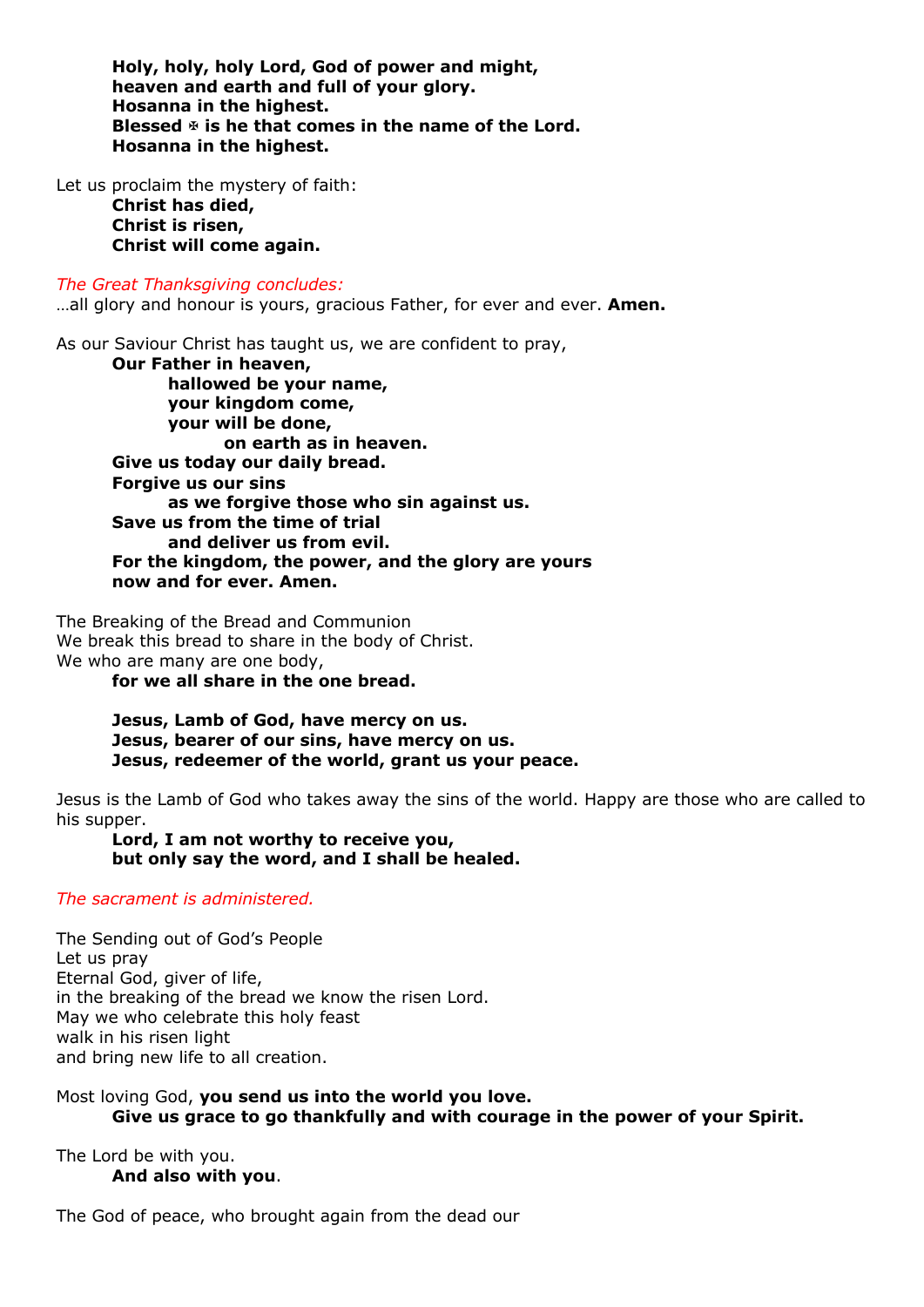**Holy, holy, holy Lord, God of power and might,**
**heaven and earth and full of your glory.**
**Hosanna in the highest.**
**Blessed ✠ is he that comes in the name of the Lord.**
**Hosanna in the highest.**

Let us proclaim the mystery of faith:
**Christ has died,**
**Christ is risen,**
**Christ will come again.**

*The Great Thanksgiving concludes:*
…all glory and honour is yours, gracious Father, for ever and ever. **Amen.**

As our Saviour Christ has taught us, we are confident to pray,
**Our Father in heaven,**
**hallowed be your name,**
**your kingdom come,**
**your will be done,**
**on earth as in heaven.**
**Give us today our daily bread.**
**Forgive us our sins**
**as we forgive those who sin against us.**
**Save us from the time of trial**
**and deliver us from evil.**
**For the kingdom, the power, and the glory are yours**
**now and for ever. Amen.**

The Breaking of the Bread and Communion
We break this bread to share in the body of Christ.
We who are many are one body,
**for we all share in the one bread.**

**Jesus, Lamb of God, have mercy on us.**
**Jesus, bearer of our sins, have mercy on us.**
**Jesus, redeemer of the world, grant us your peace.**

Jesus is the Lamb of God who takes away the sins of the world. Happy are those who are called to his supper.
**Lord, I am not worthy to receive you,**
**but only say the word, and I shall be healed.**

*The sacrament is administered.*

The Sending out of God's People
Let us pray
Eternal God, giver of life,
in the breaking of the bread we know the risen Lord.
May we who celebrate this holy feast
walk in his risen light
and bring new life to all creation.

Most loving God, **you send us into the world you love.**
**Give us grace to go thankfully and with courage in the power of your Spirit.**

The Lord be with you.
**And also with you**.

The God of peace, who brought again from the dead our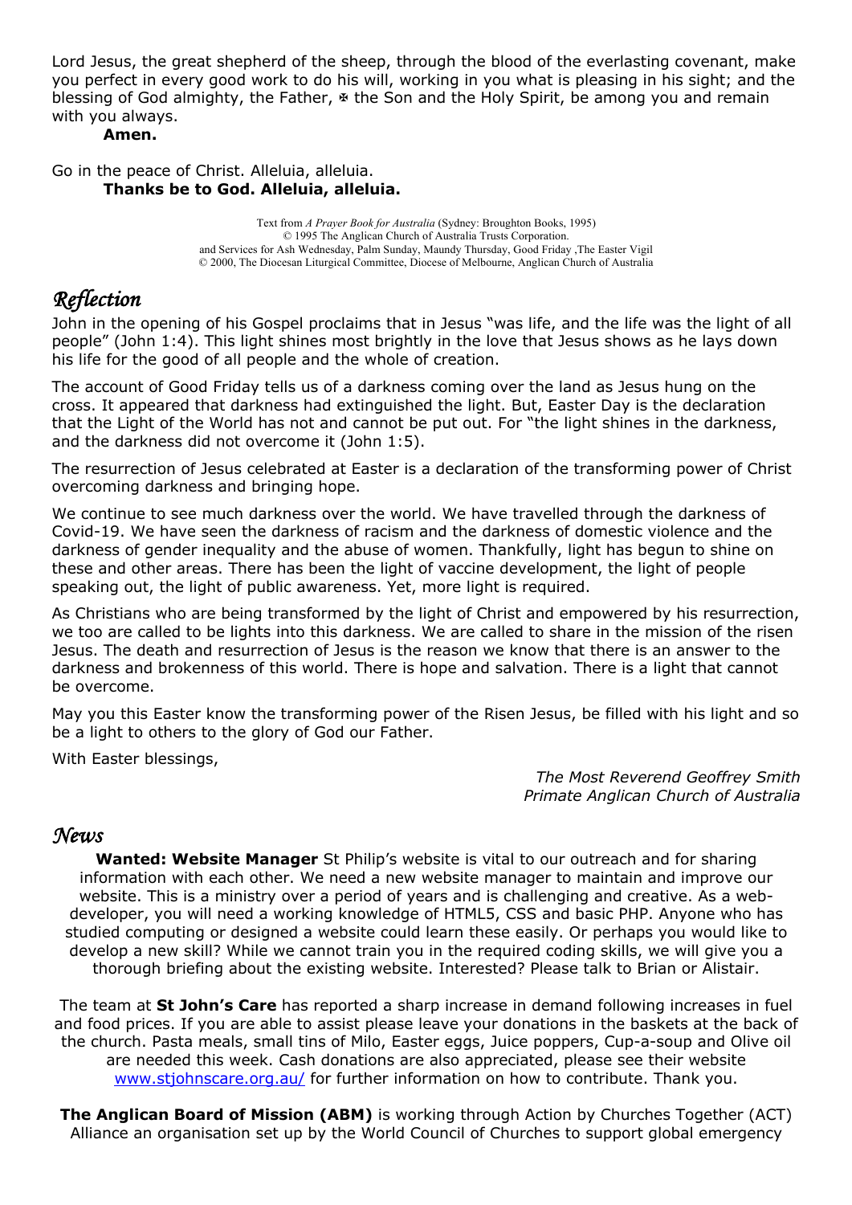Lord Jesus, the great shepherd of the sheep, through the blood of the everlasting covenant, make you perfect in every good work to do his will, working in you what is pleasing in his sight; and the blessing of God almighty, the Father, ✠ the Son and the Holy Spirit, be among you and remain with you always.

**Amen.**

Go in the peace of Christ. Alleluia, alleluia.

**Thanks be to God. Alleluia, alleluia.**

Text from *A Prayer Book for Australia* (Sydney: Broughton Books, 1995)
© 1995 The Anglican Church of Australia Trusts Corporation.
and Services for Ash Wednesday, Palm Sunday, Maundy Thursday, Good Friday ,The Easter Vigil
© 2000, The Diocesan Liturgical Committee, Diocese of Melbourne, Anglican Church of Australia

## *Reflection*

John in the opening of his Gospel proclaims that in Jesus "was life, and the life was the light of all people" (John 1:4). This light shines most brightly in the love that Jesus shows as he lays down his life for the good of all people and the whole of creation.

The account of Good Friday tells us of a darkness coming over the land as Jesus hung on the cross. It appeared that darkness had extinguished the light. But, Easter Day is the declaration that the Light of the World has not and cannot be put out. For "the light shines in the darkness, and the darkness did not overcome it (John 1:5).

The resurrection of Jesus celebrated at Easter is a declaration of the transforming power of Christ overcoming darkness and bringing hope.

We continue to see much darkness over the world. We have travelled through the darkness of Covid-19. We have seen the darkness of racism and the darkness of domestic violence and the darkness of gender inequality and the abuse of women. Thankfully, light has begun to shine on these and other areas. There has been the light of vaccine development, the light of people speaking out, the light of public awareness. Yet, more light is required.

As Christians who are being transformed by the light of Christ and empowered by his resurrection, we too are called to be lights into this darkness. We are called to share in the mission of the risen Jesus. The death and resurrection of Jesus is the reason we know that there is an answer to the darkness and brokenness of this world. There is hope and salvation. There is a light that cannot be overcome.

May you this Easter know the transforming power of the Risen Jesus, be filled with his light and so be a light to others to the glory of God our Father.

With Easter blessings,

*The Most Reverend Geoffrey Smith*
*Primate Anglican Church of Australia*

## *News*

**Wanted: Website Manager** St Philip's website is vital to our outreach and for sharing information with each other. We need a new website manager to maintain and improve our website. This is a ministry over a period of years and is challenging and creative. As a web-developer, you will need a working knowledge of HTML5, CSS and basic PHP. Anyone who has studied computing or designed a website could learn these easily. Or perhaps you would like to develop a new skill? While we cannot train you in the required coding skills, we will give you a thorough briefing about the existing website. Interested? Please talk to Brian or Alistair.

The team at **St John's Care** has reported a sharp increase in demand following increases in fuel and food prices. If you are able to assist please leave your donations in the baskets at the back of the church. Pasta meals, small tins of Milo, Easter eggs, Juice poppers, Cup-a-soup and Olive oil are needed this week. Cash donations are also appreciated, please see their website www.stjohnscare.org.au/ for further information on how to contribute. Thank you.

**The Anglican Board of Mission (ABM)** is working through Action by Churches Together (ACT) Alliance an organisation set up by the World Council of Churches to support global emergency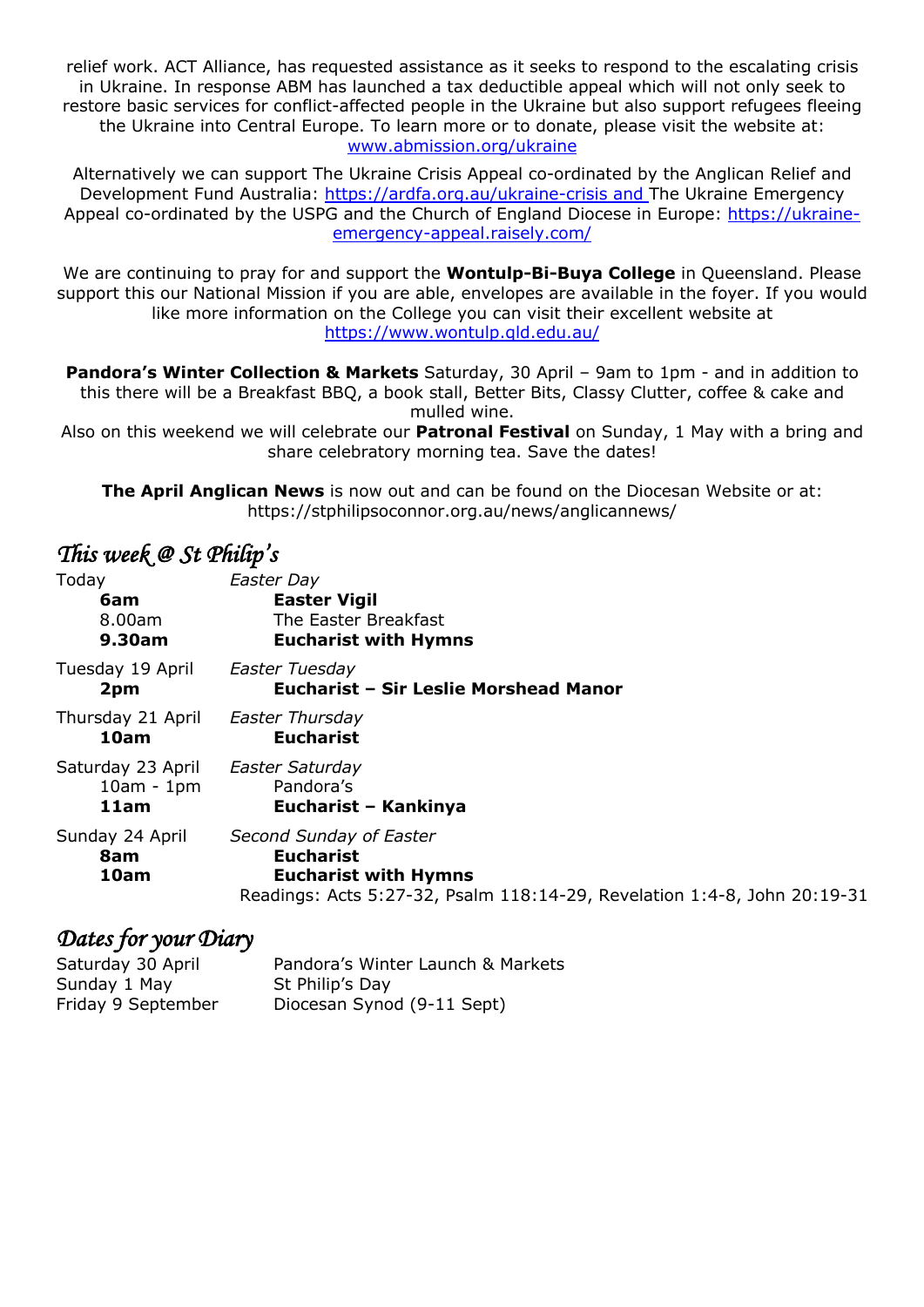relief work. ACT Alliance, has requested assistance as it seeks to respond to the escalating crisis in Ukraine. In response ABM has launched a tax deductible appeal which will not only seek to restore basic services for conflict-affected people in the Ukraine but also support refugees fleeing the Ukraine into Central Europe. To learn more or to donate, please visit the website at: www.abmission.org/ukraine

Alternatively we can support The Ukraine Crisis Appeal co-ordinated by the Anglican Relief and Development Fund Australia: https://ardfa.org.au/ukraine-crisis and The Ukraine Emergency Appeal co-ordinated by the USPG and the Church of England Diocese in Europe: https://ukraine-emergency-appeal.raisely.com/

We are continuing to pray for and support the **Wontulp-Bi-Buya College** in Queensland. Please support this our National Mission if you are able, envelopes are available in the foyer. If you would like more information on the College you can visit their excellent website at https://www.wontulp.qld.edu.au/

**Pandora's Winter Collection & Markets** Saturday, 30 April – 9am to 1pm - and in addition to this there will be a Breakfast BBQ, a book stall, Better Bits, Classy Clutter, coffee & cake and mulled wine.
Also on this weekend we will celebrate our **Patronal Festival** on Sunday, 1 May with a bring and share celebratory morning tea. Save the dates!

**The April Anglican News** is now out and can be found on the Diocesan Website or at: https://stphilipsoconnor.org.au/news/anglicannews/

## *This week @ St Philip's*

| | |
|---|---|
| Today | *Easter Day* |
| **6am** | **Easter Vigil** |
| 8.00am | The Easter Breakfast |
| **9.30am** | **Eucharist with Hymns** |
| Tuesday 19 April | *Easter Tuesday* |
| **2pm** | **Eucharist – Sir Leslie Morshead Manor** |
| Thursday 21 April | *Easter Thursday* |
| **10am** | **Eucharist** |
| Saturday 23 April | *Easter Saturday* |
| 10am - 1pm | Pandora's |
| **11am** | **Eucharist – Kankinya** |
| Sunday 24 April | *Second Sunday of Easter* |
| **8am** | **Eucharist** |
| **10am** | **Eucharist with Hymns** |
| | Readings: Acts 5:27-32, Psalm 118:14-29, Revelation 1:4-8, John 20:19-31 |

## *Dates for your Diary*

| | |
|---|---|
| Saturday 30 April | Pandora's Winter Launch & Markets |
| Sunday 1 May | St Philip's Day |
| Friday 9 September | Diocesan Synod (9-11 Sept) |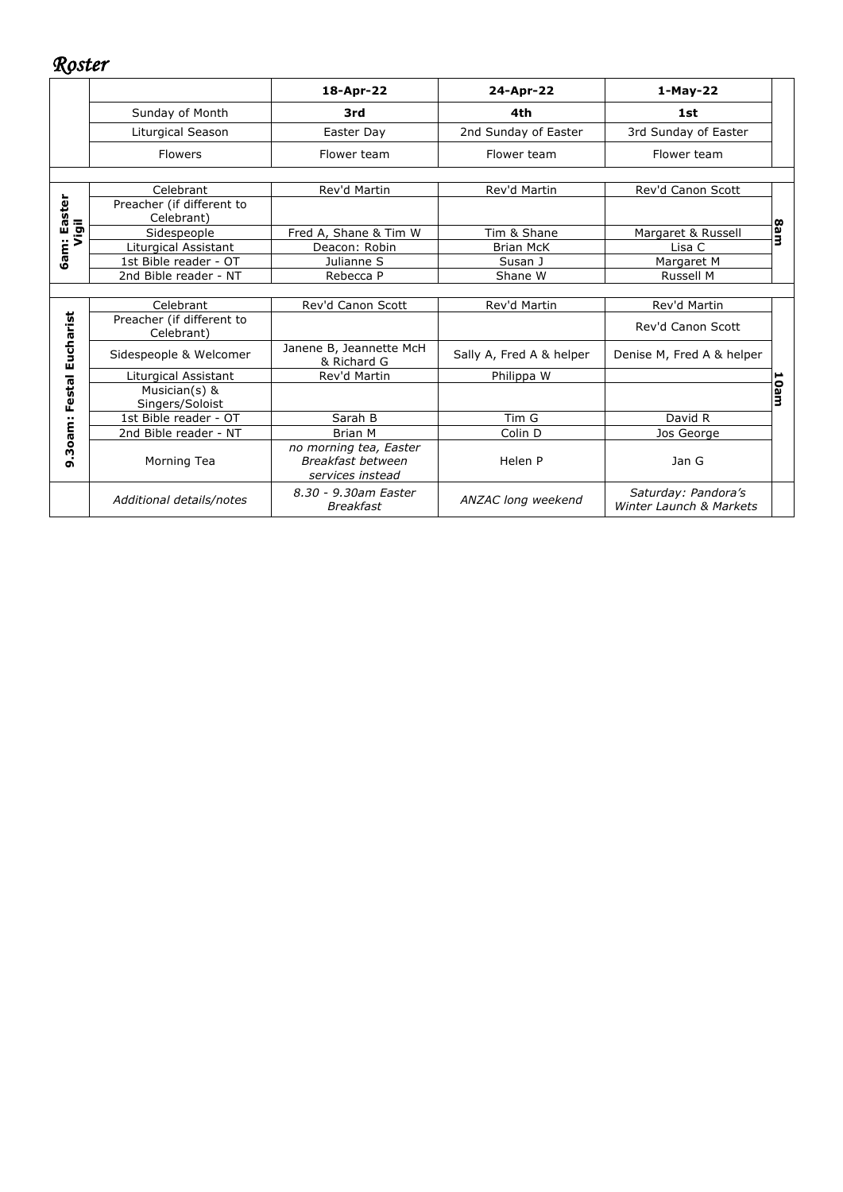# Roster

| | | 18-Apr-22 | 24-Apr-22 | 1-May-22 | |
|---|---|---|---|---|---|
| | Sunday of Month | **3rd** | **4th** | **1st** | |
| | Liturgical Season | Easter Day | 2nd Sunday of Easter | 3rd Sunday of Easter | |
| | Flowers | Flower team | Flower team | Flower team | |
| **6am: Easter Vigil** | Celebrant | Rev'd Martin | Rev'd Martin | Rev'd Canon Scott | **8am** |
| | Preacher (if different to Celebrant) | | | | |
| | Sidespeople | Fred A, Shane & Tim W | Tim & Shane | Margaret & Russell | |
| | Liturgical Assistant | Deacon: Robin | Brian McK | Lisa C | |
| | 1st Bible reader - OT | Julianne S | Susan J | Margaret M | |
| | 2nd Bible reader - NT | Rebecca P | Shane W | Russell M | |
| **9.30am: Festal Eucharist** | Celebrant | Rev'd Canon Scott | Rev'd Martin | Rev'd Martin | **10am** |
| | Preacher (if different to Celebrant) | | | Rev'd Canon Scott | |
| | Sidespeople & Welcomer | Janene B, Jeannette McH & Richard G | Sally A, Fred A & helper | Denise M, Fred A & helper | |
| | Liturgical Assistant | Rev'd Martin | Philippa W | | |
| | Musician(s) & Singers/Soloist | | | | |
| | 1st Bible reader - OT | Sarah B | Tim G | David R | |
| | 2nd Bible reader - NT | Brian M | Colin D | Jos George | |
| | Morning Tea | *no morning tea, Easter Breakfast between services instead* | Helen P | Jan G | |
| | *Additional details/notes* | *8.30 - 9.30am Easter Breakfast* | *ANZAC long weekend* | *Saturday: Pandora's Winter Launch & Markets* | |